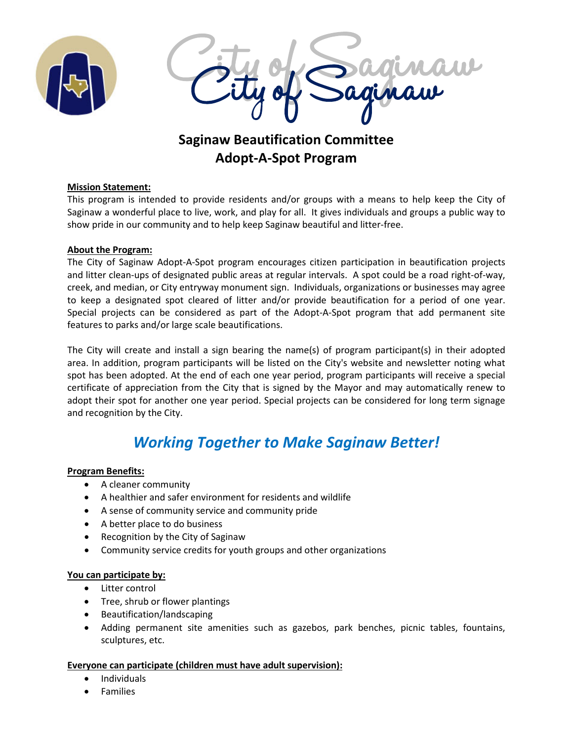# City of Saginaw

## Saginaw Beautification Committee
## Adopt-A-Spot Program

**Mission Statement:**

This program is intended to provide residents and/or groups with a means to help keep the City of Saginaw a wonderful place to live, work, and play for all. It gives individuals and groups a public way to show pride in our community and to help keep Saginaw beautiful and litter-free.

**About the Program:**

The City of Saginaw Adopt-A-Spot program encourages citizen participation in beautification projects and litter clean-ups of designated public areas at regular intervals. A spot could be a road right-of-way, creek, and median, or City entryway monument sign. Individuals, organizations or businesses may agree to keep a designated spot cleared of litter and/or provide beautification for a period of one year. Special projects can be considered as part of the Adopt-A-Spot program that add permanent site features to parks and/or large scale beautifications.

The City will create and install a sign bearing the name(s) of program participant(s) in their adopted area. In addition, program participants will be listed on the City's website and newsletter noting what spot has been adopted. At the end of each one year period, program participants will receive a special certificate of appreciation from the City that is signed by the Mayor and may automatically renew to adopt their spot for another one year period. Special projects can be considered for long term signage and recognition by the City.

## *Working Together to Make Saginaw Better!*

**Program Benefits:**

- A cleaner community
- A healthier and safer environment for residents and wildlife
- A sense of community service and community pride
- A better place to do business
- Recognition by the City of Saginaw
- Community service credits for youth groups and other organizations

**You can participate by:**

- Litter control
- Tree, shrub or flower plantings
- Beautification/landscaping
- Adding permanent site amenities such as gazebos, park benches, picnic tables, fountains, sculptures, etc.

**Everyone can participate (children must have adult supervision):**

- Individuals
- Families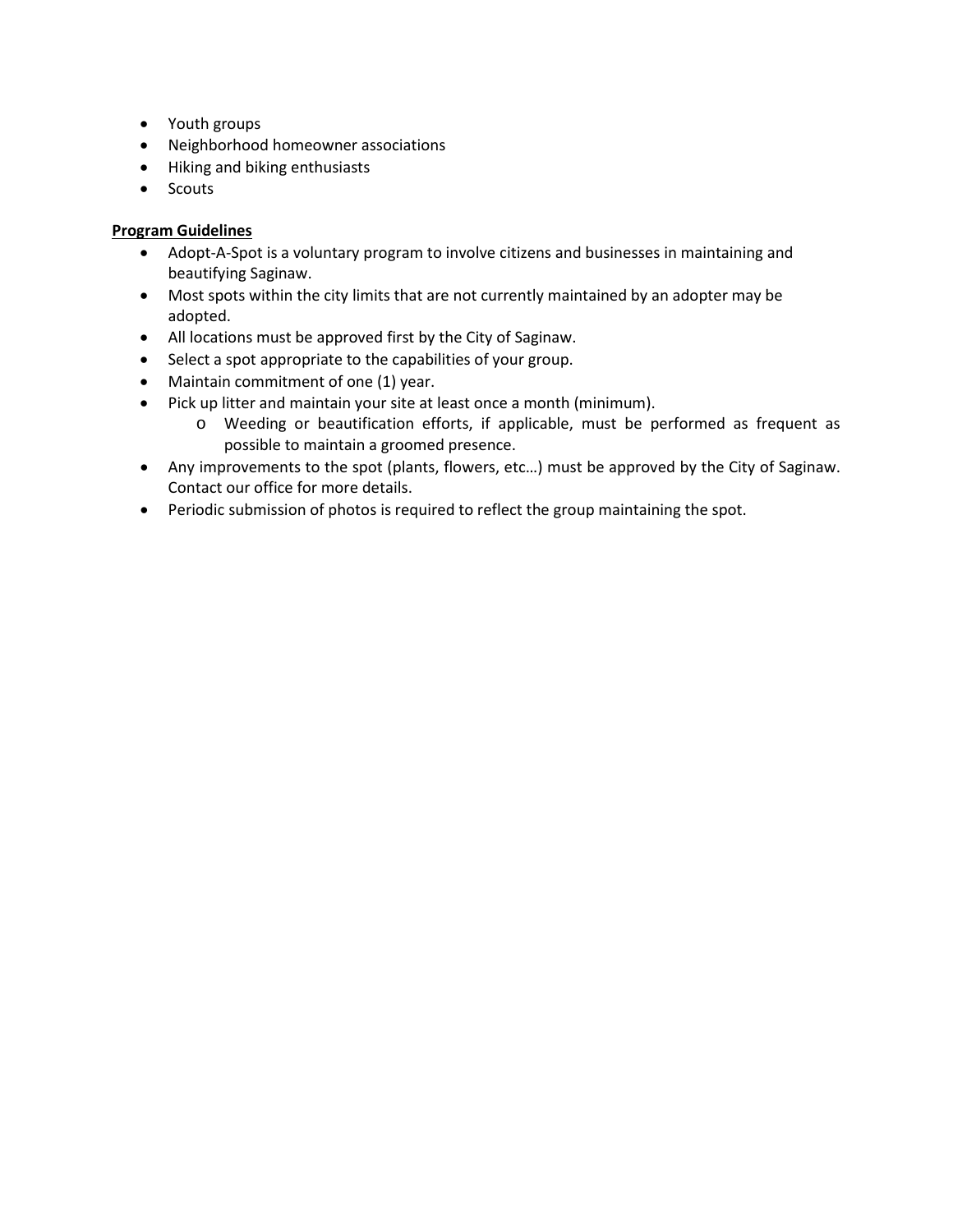- Youth groups
- Neighborhood homeowner associations
- Hiking and biking enthusiasts
- Scouts

**Program Guidelines**

- Adopt-A-Spot is a voluntary program to involve citizens and businesses in maintaining and beautifying Saginaw.
- Most spots within the city limits that are not currently maintained by an adopter may be adopted.
- All locations must be approved first by the City of Saginaw.
- Select a spot appropriate to the capabilities of your group.
- Maintain commitment of one (1) year.
- Pick up litter and maintain your site at least once a month (minimum).
  - Weeding or beautification efforts, if applicable, must be performed as frequent as possible to maintain a groomed presence.
- Any improvements to the spot (plants, flowers, etc…) must be approved by the City of Saginaw. Contact our office for more details.
- Periodic submission of photos is required to reflect the group maintaining the spot.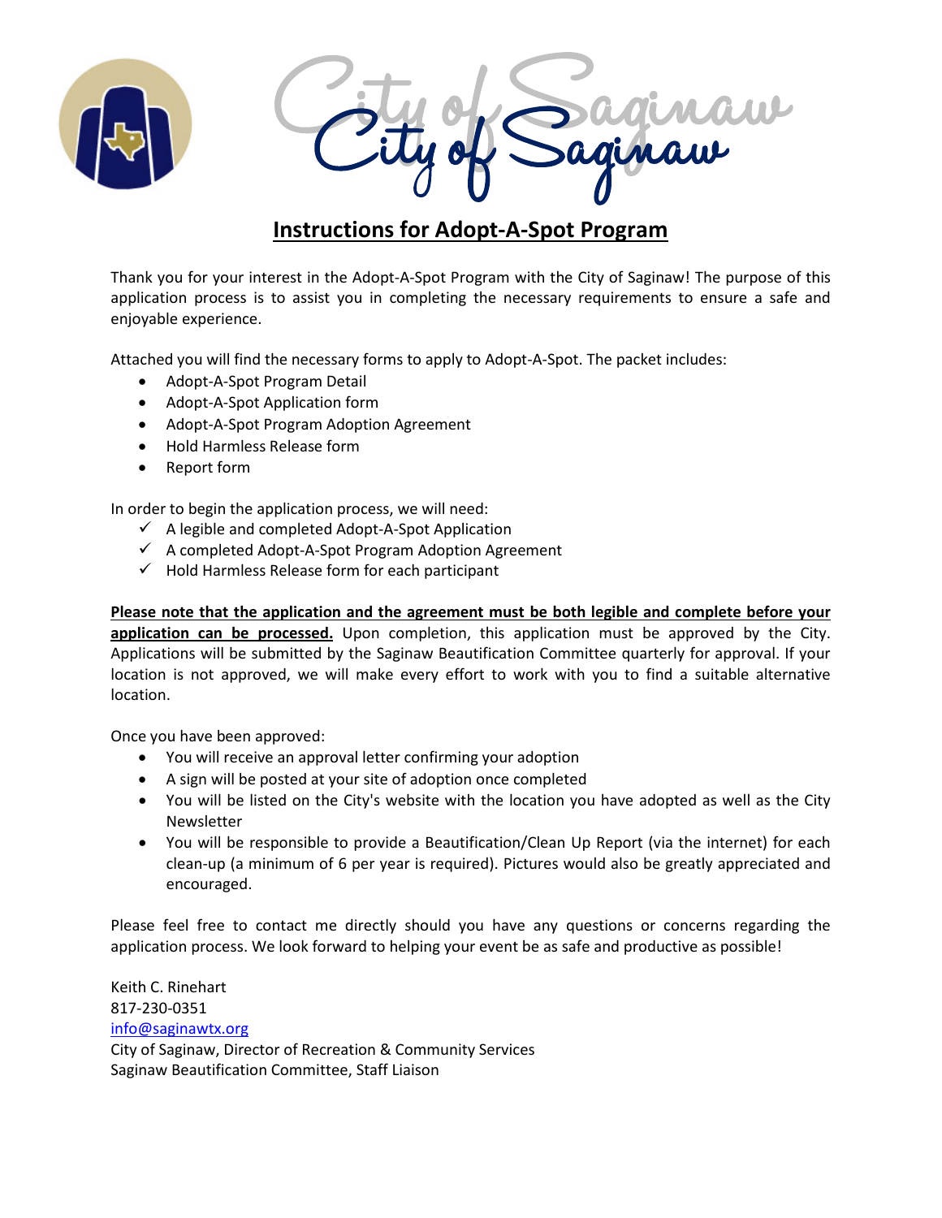# City of Saginaw

## Instructions for Adopt-A-Spot Program

Thank you for your interest in the Adopt-A-Spot Program with the City of Saginaw! The purpose of this application process is to assist you in completing the necessary requirements to ensure a safe and enjoyable experience.

Attached you will find the necessary forms to apply to Adopt-A-Spot. The packet includes:

- Adopt-A-Spot Program Detail
- Adopt-A-Spot Application form
- Adopt-A-Spot Program Adoption Agreement
- Hold Harmless Release form
- Report form

In order to begin the application process, we will need:

- ✓ A legible and completed Adopt-A-Spot Application
- ✓ A completed Adopt-A-Spot Program Adoption Agreement
- ✓ Hold Harmless Release form for each participant

**Please note that the application and the agreement must be both legible and complete before your application can be processed.** Upon completion, this application must be approved by the City. Applications will be submitted by the Saginaw Beautification Committee quarterly for approval. If your location is not approved, we will make every effort to work with you to find a suitable alternative location.

Once you have been approved:

- You will receive an approval letter confirming your adoption
- A sign will be posted at your site of adoption once completed
- You will be listed on the City's website with the location you have adopted as well as the City Newsletter
- You will be responsible to provide a Beautification/Clean Up Report (via the internet) for each clean-up (a minimum of 6 per year is required). Pictures would also be greatly appreciated and encouraged.

Please feel free to contact me directly should you have any questions or concerns regarding the application process. We look forward to helping your event be as safe and productive as possible!

Keith C. Rinehart
817-230-0351
info@saginawtx.org
City of Saginaw, Director of Recreation & Community Services
Saginaw Beautification Committee, Staff Liaison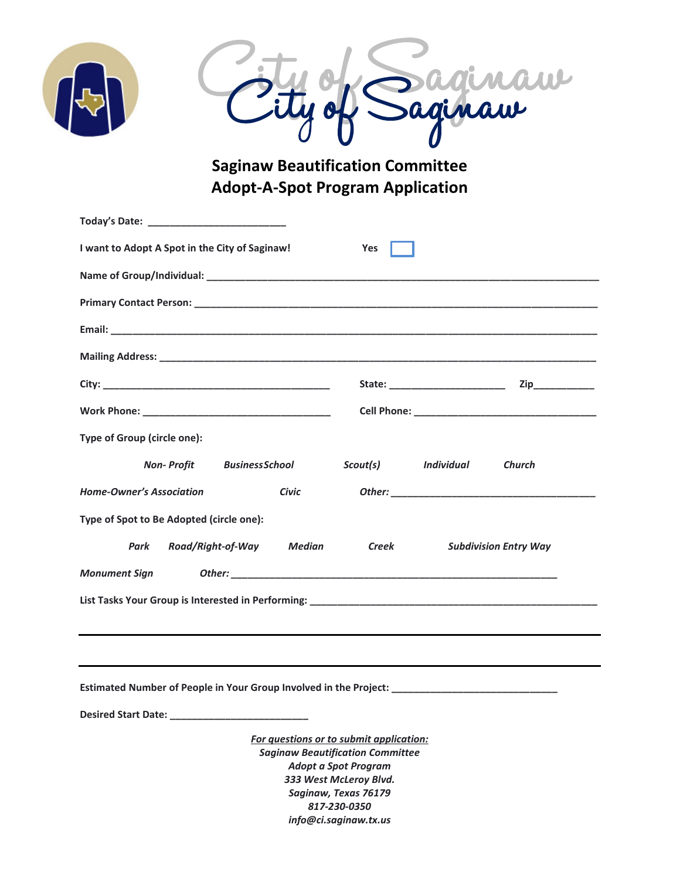City of Saginaw

## Saginaw Beautification Committee
## Adopt-A-Spot Program Application

**Today's Date:** ________________________

**I want to Adopt A Spot in the City of Saginaw!** **Yes** ☐

**Name of Group/Individual:** ______________________________________________

**Primary Contact Person:** ______________________________________________

**Email:** ______________________________________________

**Mailing Address:** ______________________________________________

**City:** ______________________ **State:** ______________ **Zip**__________

**Work Phone:** ______________________ **Cell Phone:** ______________________

**Type of Group (circle one):**

***Non- Profit*** ***BusinessSchool*** ***Scout(s)*** ***Individual*** ***Church***

***Home-Owner's Association*** ***Civic*** ***Other:*** ______________________

**Type of Spot to Be Adopted (circle one):**

***Park*** ***Road/Right-of-Way*** ***Median*** ***Creek*** ***Subdivision Entry Way***

***Monument Sign*** ***Other:*** ______________________________________

**List Tasks Your Group is Interested in Performing:** ______________________________

______________________________________________

______________________________________________

**Estimated Number of People in Your Group Involved in the Project:** ____________________

**Desired Start Date:** ________________________

***For questions or to submit application:***
***Saginaw Beautification Committee***
***Adopt a Spot Program***
***333 West McLeroy Blvd.***
***Saginaw, Texas 76179***
***817-230-0350***
***info@ci.saginaw.tx.us***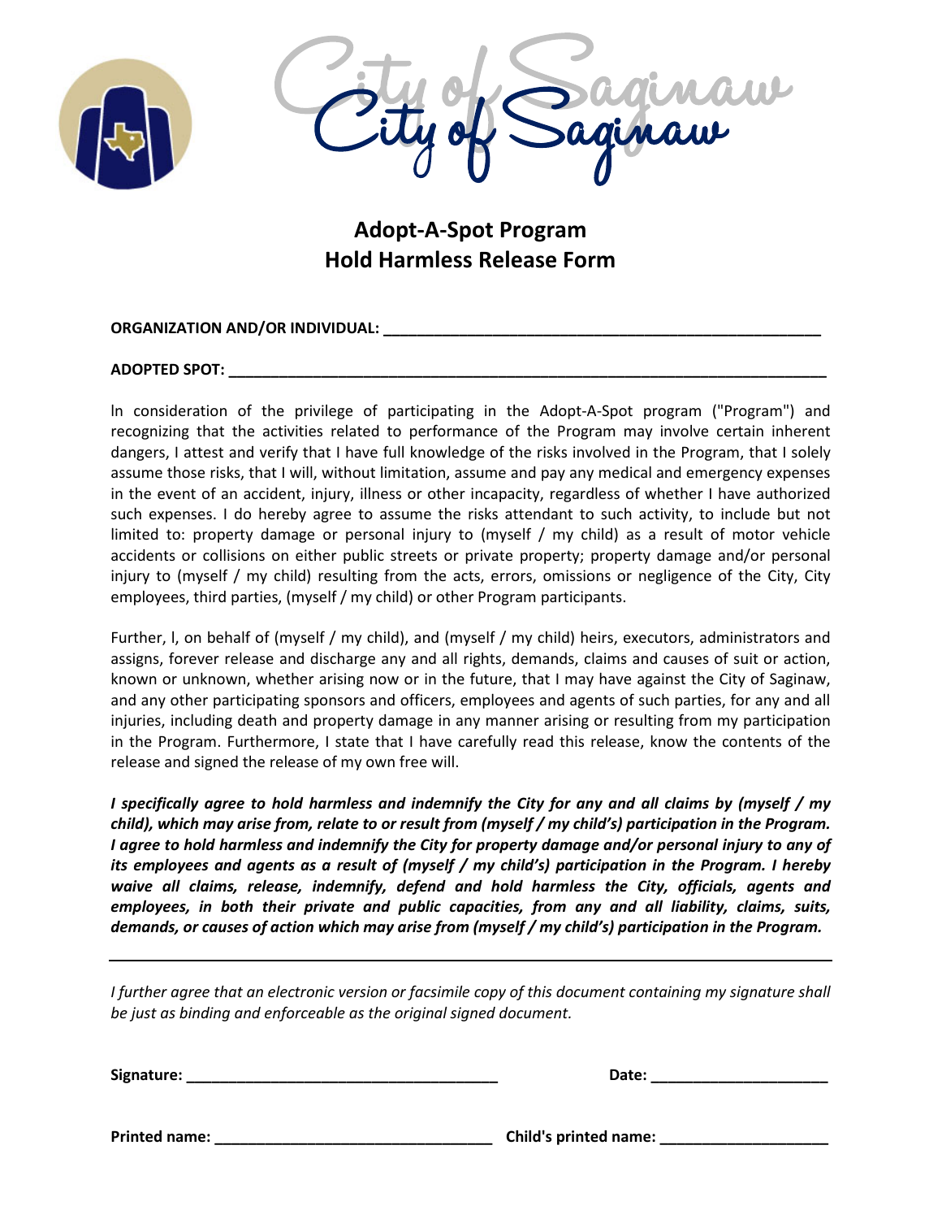City of Saginaw

## Adopt-A-Spot Program
## Hold Harmless Release Form

**ORGANIZATION AND/OR INDIVIDUAL:** ______________________________________________________

**ADOPTED SPOT:** ________________________________________________________________________

In consideration of the privilege of participating in the Adopt-A-Spot program ("Program") and recognizing that the activities related to performance of the Program may involve certain inherent dangers, I attest and verify that I have full knowledge of the risks involved in the Program, that I solely assume those risks, that I will, without limitation, assume and pay any medical and emergency expenses in the event of an accident, injury, illness or other incapacity, regardless of whether I have authorized such expenses. I do hereby agree to assume the risks attendant to such activity, to include but not limited to: property damage or personal injury to (myself / my child) as a result of motor vehicle accidents or collisions on either public streets or private property; property damage and/or personal injury to (myself / my child) resulting from the acts, errors, omissions or negligence of the City, City employees, third parties, (myself / my child) or other Program participants.

Further, I, on behalf of (myself / my child), and (myself / my child) heirs, executors, administrators and assigns, forever release and discharge any and all rights, demands, claims and causes of suit or action, known or unknown, whether arising now or in the future, that I may have against the City of Saginaw, and any other participating sponsors and officers, employees and agents of such parties, for any and all injuries, including death and property damage in any manner arising or resulting from my participation in the Program. Furthermore, I state that I have carefully read this release, know the contents of the release and signed the release of my own free will.

***I specifically agree to hold harmless and indemnify the City for any and all claims by (myself / my child), which may arise from, relate to or result from (myself / my child's) participation in the Program. I agree to hold harmless and indemnify the City for property damage and/or personal injury to any of its employees and agents as a result of (myself / my child's) participation in the Program. I hereby waive all claims, release, indemnify, defend and hold harmless the City, officials, agents and employees, in both their private and public capacities, from any and all liability, claims, suits, demands, or causes of action which may arise from (myself / my child's) participation in the Program.***

---

*I further agree that an electronic version or facsimile copy of this document containing my signature shall be just as binding and enforceable as the original signed document.*

**Signature:** ____________________________________ **Date:** ____________________

**Printed name:** _________________________________ **Child's printed name:** ____________________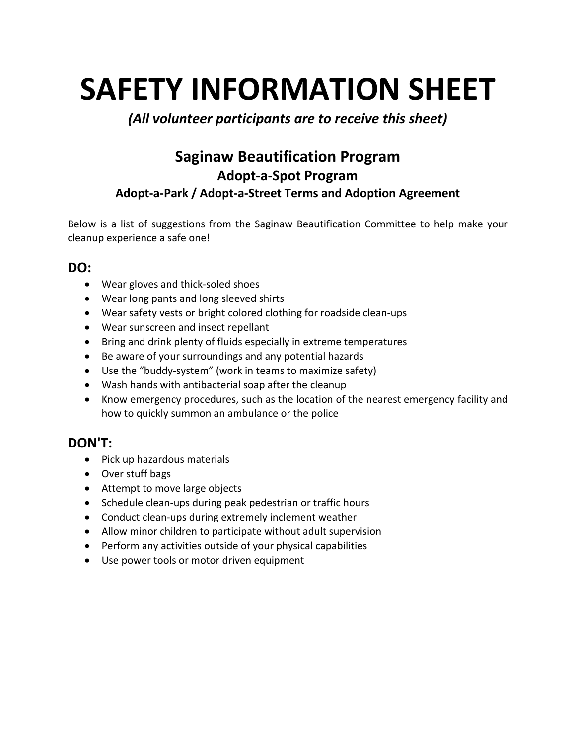# SAFETY INFORMATION SHEET

*(All volunteer participants are to receive this sheet)*

## Saginaw Beautification Program

### Adopt-a-Spot Program

#### Adopt-a-Park / Adopt-a-Street Terms and Adoption Agreement

Below is a list of suggestions from the Saginaw Beautification Committee to help make your cleanup experience a safe one!

## DO:

- Wear gloves and thick-soled shoes
- Wear long pants and long sleeved shirts
- Wear safety vests or bright colored clothing for roadside clean-ups
- Wear sunscreen and insect repellant
- Bring and drink plenty of fluids especially in extreme temperatures
- Be aware of your surroundings and any potential hazards
- Use the "buddy-system" (work in teams to maximize safety)
- Wash hands with antibacterial soap after the cleanup
- Know emergency procedures, such as the location of the nearest emergency facility and how to quickly summon an ambulance or the police

## DON'T:

- Pick up hazardous materials
- Over stuff bags
- Attempt to move large objects
- Schedule clean-ups during peak pedestrian or traffic hours
- Conduct clean-ups during extremely inclement weather
- Allow minor children to participate without adult supervision
- Perform any activities outside of your physical capabilities
- Use power tools or motor driven equipment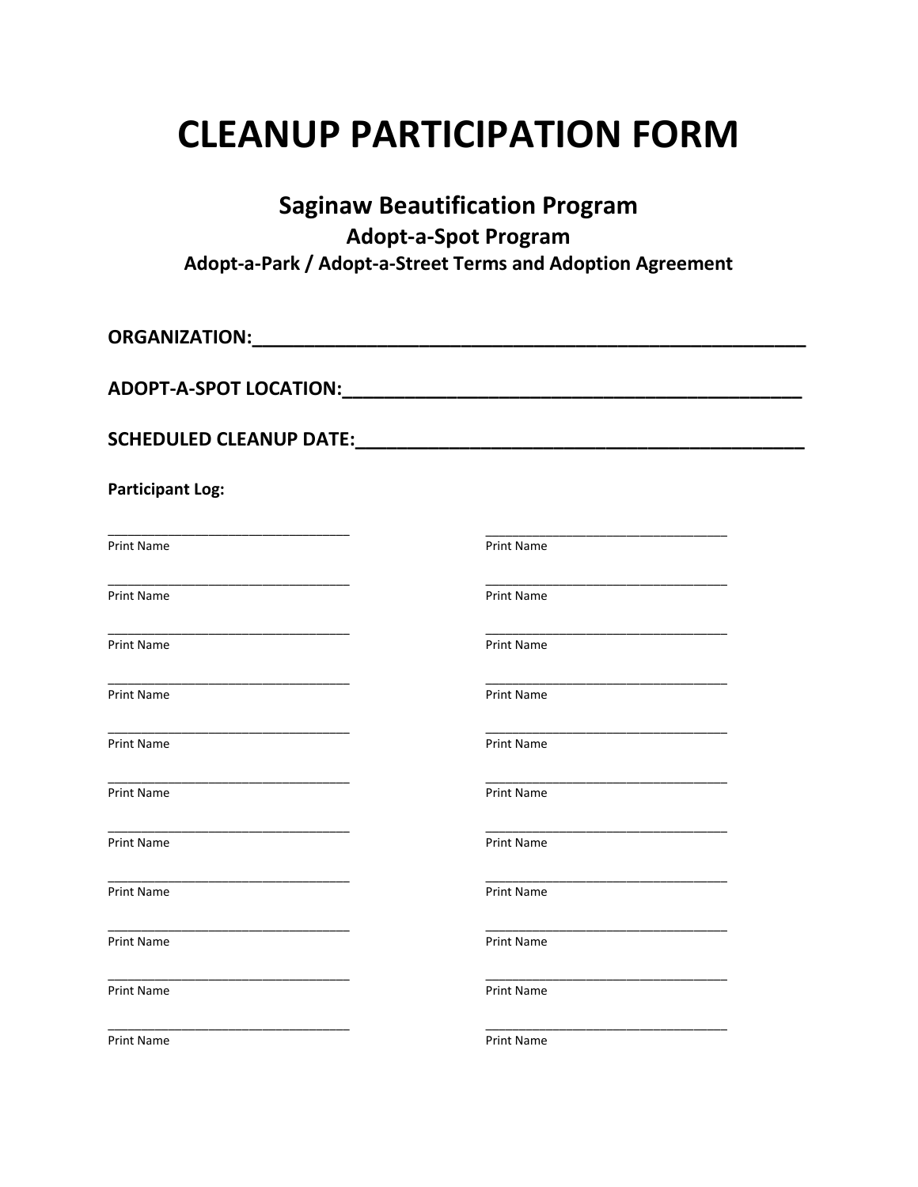# CLEANUP PARTICIPATION FORM

## Saginaw Beautification Program

### Adopt-a-Spot Program

**Adopt-a-Park / Adopt-a-Street Terms and Adoption Agreement**

**ORGANIZATION:**\_\_\_\_\_\_\_\_\_\_\_\_\_\_\_\_\_\_\_\_\_\_\_\_\_\_\_\_\_\_\_\_\_\_\_\_\_\_\_\_\_\_\_\_\_\_\_\_\_\_\_\_

**ADOPT-A-SPOT LOCATION:**\_\_\_\_\_\_\_\_\_\_\_\_\_\_\_\_\_\_\_\_\_\_\_\_\_\_\_\_\_\_\_\_\_\_\_\_\_\_\_\_\_\_

**SCHEDULED CLEANUP DATE:**\_\_\_\_\_\_\_\_\_\_\_\_\_\_\_\_\_\_\_\_\_\_\_\_\_\_\_\_\_\_\_\_\_\_\_\_\_\_\_\_\_

**Participant Log:**

| | |
|---|---|
| \_\_\_\_\_\_\_\_\_\_\_\_\_\_\_\_\_\_\_\_\_\_\_\_<br>Print Name | \_\_\_\_\_\_\_\_\_\_\_\_\_\_\_\_\_\_\_\_\_\_\_\_<br>Print Name |
| \_\_\_\_\_\_\_\_\_\_\_\_\_\_\_\_\_\_\_\_\_\_\_\_<br>Print Name | \_\_\_\_\_\_\_\_\_\_\_\_\_\_\_\_\_\_\_\_\_\_\_\_<br>Print Name |
| \_\_\_\_\_\_\_\_\_\_\_\_\_\_\_\_\_\_\_\_\_\_\_\_<br>Print Name | \_\_\_\_\_\_\_\_\_\_\_\_\_\_\_\_\_\_\_\_\_\_\_\_<br>Print Name |
| \_\_\_\_\_\_\_\_\_\_\_\_\_\_\_\_\_\_\_\_\_\_\_\_<br>Print Name | \_\_\_\_\_\_\_\_\_\_\_\_\_\_\_\_\_\_\_\_\_\_\_\_<br>Print Name |
| \_\_\_\_\_\_\_\_\_\_\_\_\_\_\_\_\_\_\_\_\_\_\_\_<br>Print Name | \_\_\_\_\_\_\_\_\_\_\_\_\_\_\_\_\_\_\_\_\_\_\_\_<br>Print Name |
| \_\_\_\_\_\_\_\_\_\_\_\_\_\_\_\_\_\_\_\_\_\_\_\_<br>Print Name | \_\_\_\_\_\_\_\_\_\_\_\_\_\_\_\_\_\_\_\_\_\_\_\_<br>Print Name |
| \_\_\_\_\_\_\_\_\_\_\_\_\_\_\_\_\_\_\_\_\_\_\_\_<br>Print Name | \_\_\_\_\_\_\_\_\_\_\_\_\_\_\_\_\_\_\_\_\_\_\_\_<br>Print Name |
| \_\_\_\_\_\_\_\_\_\_\_\_\_\_\_\_\_\_\_\_\_\_\_\_<br>Print Name | \_\_\_\_\_\_\_\_\_\_\_\_\_\_\_\_\_\_\_\_\_\_\_\_<br>Print Name |
| \_\_\_\_\_\_\_\_\_\_\_\_\_\_\_\_\_\_\_\_\_\_\_\_<br>Print Name | \_\_\_\_\_\_\_\_\_\_\_\_\_\_\_\_\_\_\_\_\_\_\_\_<br>Print Name |
| \_\_\_\_\_\_\_\_\_\_\_\_\_\_\_\_\_\_\_\_\_\_\_\_<br>Print Name | \_\_\_\_\_\_\_\_\_\_\_\_\_\_\_\_\_\_\_\_\_\_\_\_<br>Print Name |
| \_\_\_\_\_\_\_\_\_\_\_\_\_\_\_\_\_\_\_\_\_\_\_\_<br>Print Name | \_\_\_\_\_\_\_\_\_\_\_\_\_\_\_\_\_\_\_\_\_\_\_\_<br>Print Name |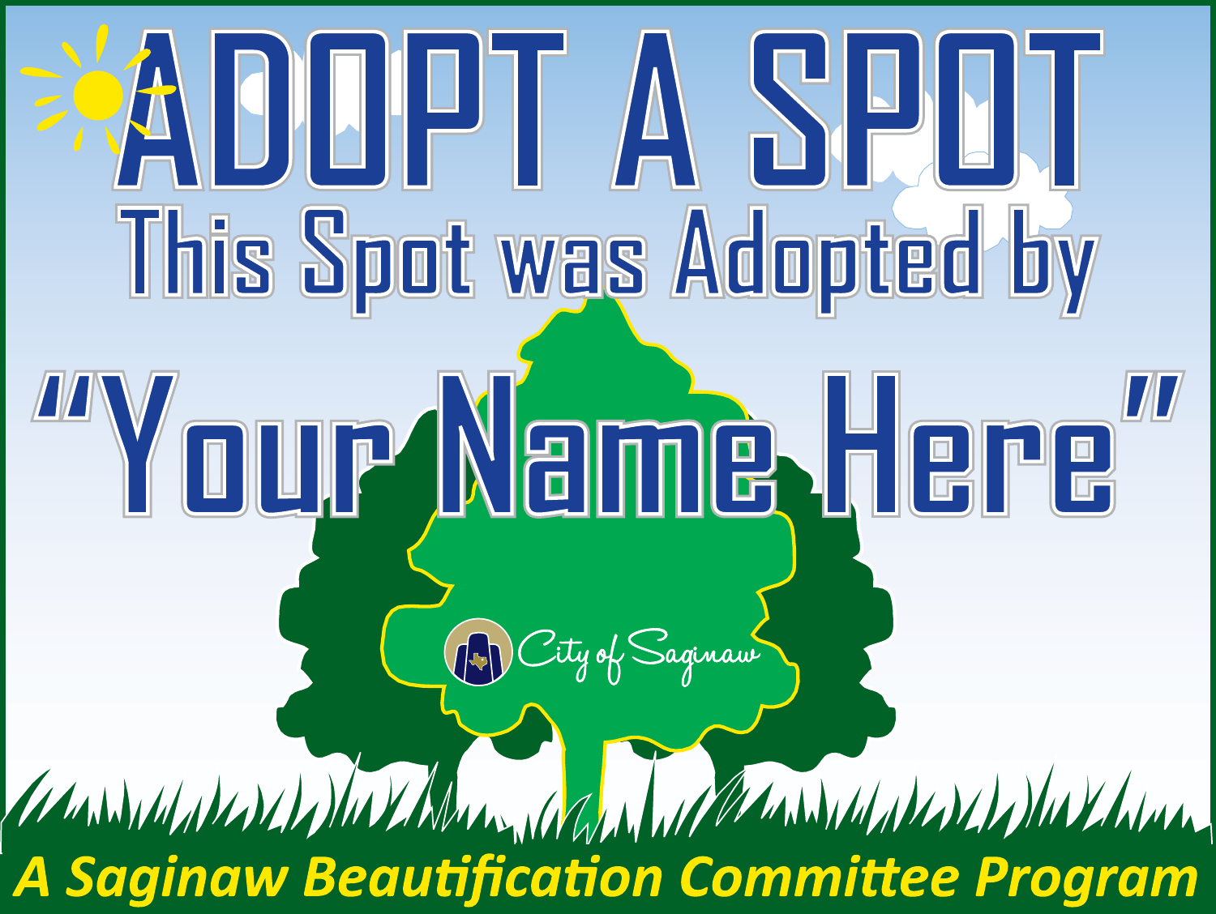# ADOPT A SPOT

## This Spot was Adopted by

# "Your Name Here"

City of Saginaw

**A Saginaw Beautification Committee Program**